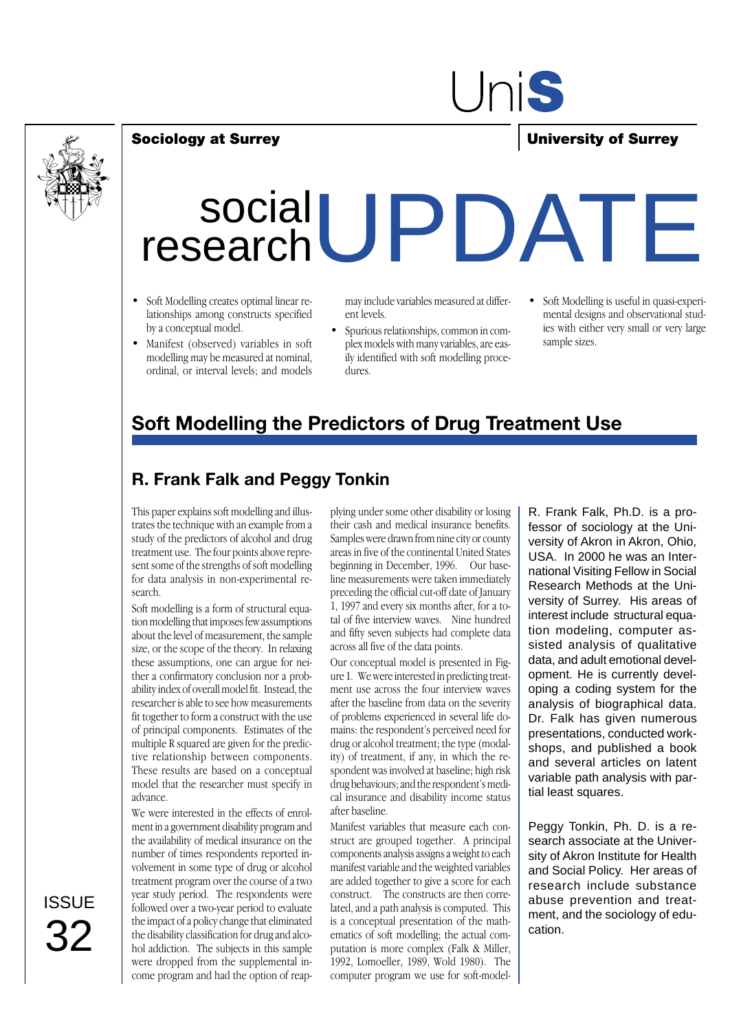UniS

**Sociology at Surrey** | **University of Surrey**

# social research UPDATE

- Soft Modelling creates optimal linear relationships among constructs specified by a conceptual model.
- Manifest (observed) variables in soft modelling may be measured at nominal, ordinal, or interval levels; and models may include variables measured at different levels.
- Spurious relationships, common in complex models with many variables, are easily identified with soft modelling procedures.
- Soft Modelling is useful in quasi-experimental designs and observational studies with either very small or very large sample sizes.

## Soft Modelling the Predictors of Drug Treatment Use

### R. Frank Falk and Peggy Tonkin

This paper explains soft modelling and illustrates the technique with an example from a study of the predictors of alcohol and drug treatment use. The four points above represent some of the strengths of soft modelling for data analysis in non-experimental research.

Soft modelling is a form of structural equation modelling that imposes few assumptions about the level of measurement, the sample size, or the scope of the theory. In relaxing these assumptions, one can argue for neither a confirmatory conclusion nor a probability index of overall model fit. Instead, the researcher is able to see how measurements fit together to form a construct with the use of principal components. Estimates of the multiple R squared are given for the predictive relationship between components. These results are based on a conceptual model that the researcher must specify in advance.

We were interested in the effects of enrolment in a government disability program and the availability of medical insurance on the number of times respondents reported involvement in some type of drug or alcohol treatment program over the course of a two year study period. The respondents were followed over a two-year period to evaluate the impact of a policy change that eliminated the disability classification for drug and alcohol addiction. The subjects in this sample were dropped from the supplemental income program and had the option of reapplying under some other disability or losing their cash and medical insurance benefits. Samples were drawn from nine city or county areas in five of the continental United States beginning in December, 1996. Our baseline measurements were taken immediately preceding the official cut-off date of January 1, 1997 and every six months after, for a total of five interview waves. Nine hundred and fifty seven subjects had complete data across all five of the data points.

Our conceptual model is presented in Figure 1. We were interested in predicting treatment use across the four interview waves after the baseline from data on the severity of problems experienced in several life domains: the respondent's perceived need for drug or alcohol treatment; the type (modality) of treatment, if any, in which the respondent was involved at baseline; high risk drug behaviours; and the respondent's medical insurance and disability income status after baseline.

Manifest variables that measure each construct are grouped together. A principal components analysis assigns a weight to each manifest variable and the weighted variables are added together to give a score for each construct. The constructs are then correlated, and a path analysis is computed. This is a conceptual presentation of the mathematics of soft modelling; the actual computation is more complex (Falk & Miller, 1992, Lomoeller, 1989, Wold 1980). The computer program we use for soft-model-

R. Frank Falk, Ph.D. is a professor of sociology at the University of Akron in Akron, Ohio, USA. In 2000 he was an International Visiting Fellow in Social Research Methods at the University of Surrey. His areas of interest include structural equation modeling, computer assisted analysis of qualitative data, and adult emotional development. He is currently developing a coding system for the analysis of biographical data. Dr. Falk has given numerous presentations, conducted workshops, and published a book and several articles on latent variable path analysis with partial least squares.

Peggy Tonkin, Ph. D. is a research associate at the University of Akron Institute for Health and Social Policy. Her areas of research include substance abuse prevention and treatment, and the sociology of education.

ISSUE 32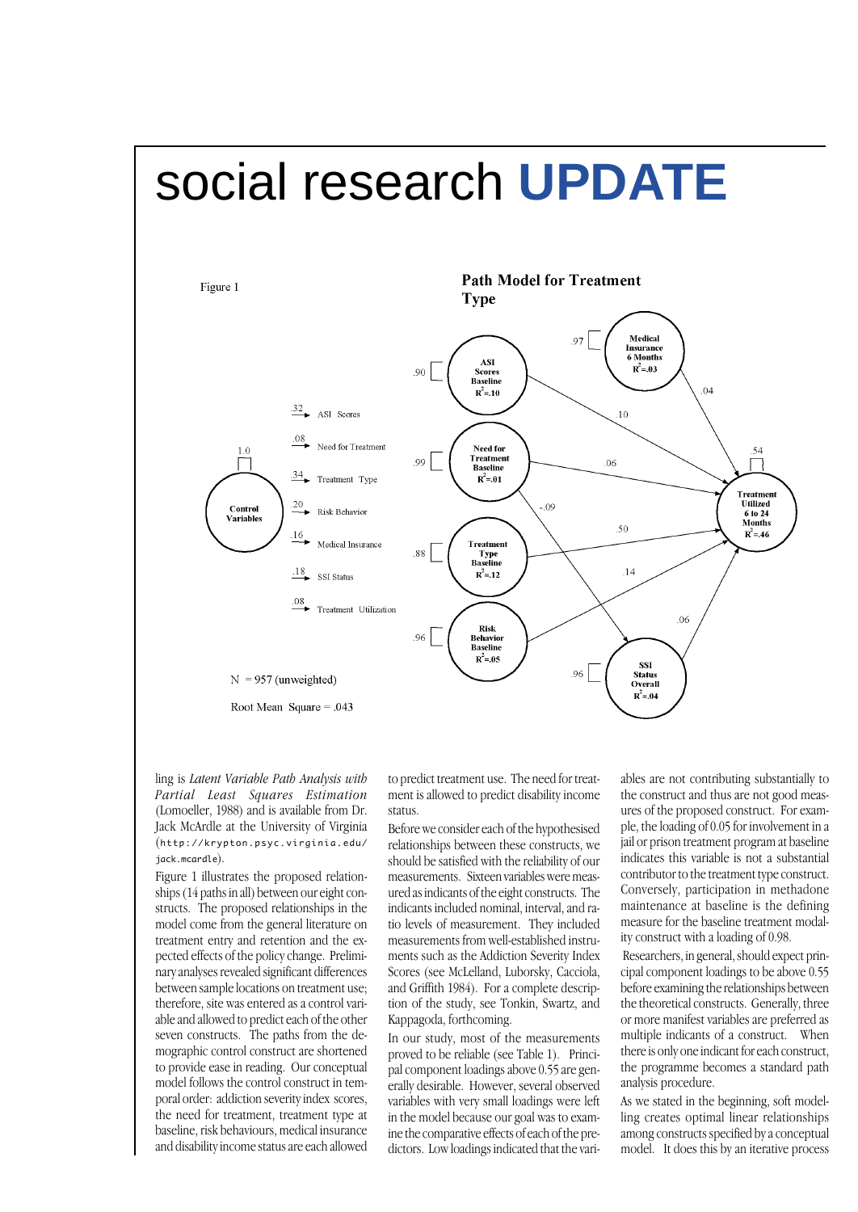Figure 1

**Path Model for Treatment Type**

N = 957 (unweighted)

Root Mean Square = .043

ling is *Latent Variable Path Analysis with Partial Least Squares Estimation* (Lomoeller, 1988) and is available from Dr. Jack McArdle at the University of Virginia (http://krypton.psyc.virginia.edu/jack.mcardle).

Figure 1 illustrates the proposed relationships (14 paths in all) between our eight constructs. The proposed relationships in the model come from the general literature on treatment entry and retention and the expected effects of the policy change. Preliminary analyses revealed significant differences between sample locations on treatment use; therefore, site was entered as a control variable and allowed to predict each of the other seven constructs. The paths from the demographic control construct are shortened to provide ease in reading. Our conceptual model follows the control construct in temporal order: addiction severity index scores, the need for treatment, treatment type at baseline, risk behaviours, medical insurance and disability income status are each allowed to predict treatment use. The need for treatment is allowed to predict disability income status.

Before we consider each of the hypothesised relationships between these constructs, we should be satisfied with the reliability of our measurements. Sixteen variables were measured as indicants of the eight constructs. The indicants included nominal, interval, and ratio levels of measurement. They included measurements from well-established instruments such as the Addiction Severity Index Scores (see McLelland, Luborsky, Cacciola, and Griffith 1984). For a complete description of the study, see Tonkin, Swartz, and Kappagoda, forthcoming.

In our study, most of the measurements proved to be reliable (see Table 1). Principal component loadings above 0.55 are generally desirable. However, several observed variables with very small loadings were left in the model because our goal was to examine the comparative effects of each of the predictors. Low loadings indicated that the variables are not contributing substantially to the construct and thus are not good measures of the proposed construct. For example, the loading of 0.05 for involvement in a jail or prison treatment program at baseline indicates this variable is not a substantial contributor to the treatment type construct. Conversely, participation in methadone maintenance at baseline is the defining measure for the baseline treatment modality construct with a loading of 0.98.

Researchers, in general, should expect principal component loadings to be above 0.55 before examining the relationships between the theoretical constructs. Generally, three or more manifest variables are preferred as multiple indicants of a construct. When there is only one indicant for each construct, the programme becomes a standard path analysis procedure.

As we stated in the beginning, soft modelling creates optimal linear relationships among constructs specified by a conceptual model. It does this by an iterative process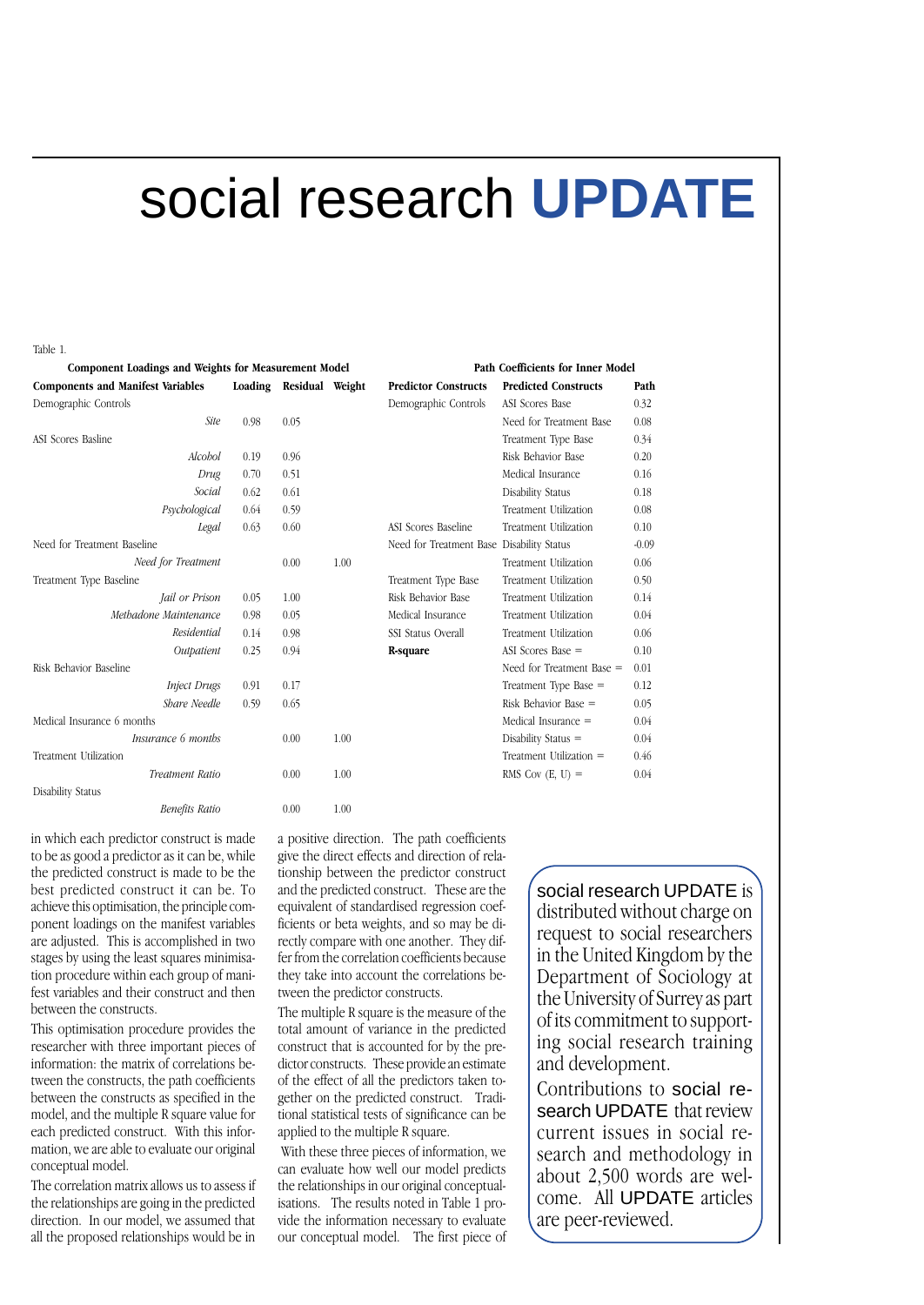# social research UPDATE

Table 1.

**Component Loadings and Weights for Measurement Model**

| Components and Manifest Variables | Loading | Residual | Weight |
|---|---|---|---|
| Demographic Controls | | | |
| *Site* | 0.98 | 0.05 | |
| ASI Scores Basline | | | |
| *Alcohol* | 0.19 | 0.96 | |
| *Drug* | 0.70 | 0.51 | |
| *Social* | 0.62 | 0.61 | |
| *Psychological* | 0.64 | 0.59 | |
| *Legal* | 0.63 | 0.60 | |
| Need for Treatment Baseline | | | |
| *Need for Treatment* | | 0.00 | 1.00 |
| Treatment Type Baseline | | | |
| *Jail or Prison* | 0.05 | 1.00 | |
| *Methadone Maintenance* | 0.98 | 0.05 | |
| *Residential* | 0.14 | 0.98 | |
| *Outpatient* | 0.25 | 0.94 | |
| Risk Behavior Baseline | | | |
| *Inject Drugs* | 0.91 | 0.17 | |
| *Share Needle* | 0.59 | 0.65 | |
| Medical Insurance 6 months | | | |
| *Insurance 6 months* | | 0.00 | 1.00 |
| Treatment Utilization | | | |
| *Treatment Ratio* | | 0.00 | 1.00 |
| Disability Status | | | |
| *Benefits Ratio* | | 0.00 | 1.00 |

**Path Coefficients for Inner Model**

| Predictor Constructs | Predicted Constructs | Path |
|---|---|---|
| Demographic Controls | ASI Scores Base | 0.32 |
| | Need for Treatment Base | 0.08 |
| | Treatment Type Base | 0.34 |
| | Risk Behavior Base | 0.20 |
| | Medical Insurance | 0.16 |
| | Disability Status | 0.18 |
| | Treatment Utilization | 0.08 |
| ASI Scores Baseline | Treatment Utilization | 0.10 |
| Need for Treatment Base | Disability Status | -0.09 |
| | Treatment Utilization | 0.06 |
| Treatment Type Base | Treatment Utilization | 0.50 |
| Risk Behavior Base | Treatment Utilization | 0.14 |
| Medical Insurance | Treatment Utilization | 0.04 |
| SSI Status Overall | Treatment Utilization | 0.06 |
| **R-square** | ASI Scores Base = | 0.10 |
| | Need for Treatment Base = | 0.01 |
| | Treatment Type Base = | 0.12 |
| | Risk Behavior Base = | 0.05 |
| | Medical Insurance = | 0.04 |
| | Disability Status = | 0.04 |
| | Treatment Utilization = | 0.46 |
| | RMS Cov (E, U) = | 0.04 |

in which each predictor construct is made to be as good a predictor as it can be, while the predicted construct is made to be the best predicted construct it can be. To achieve this optimisation, the principle component loadings on the manifest variables are adjusted. This is accomplished in two stages by using the least squares minimisation procedure within each group of manifest variables and their construct and then between the constructs.

This optimisation procedure provides the researcher with three important pieces of information: the matrix of correlations between the constructs, the path coefficients between the constructs as specified in the model, and the multiple R square value for each predicted construct. With this information, we are able to evaluate our original conceptual model.

The correlation matrix allows us to assess if the relationships are going in the predicted direction. In our model, we assumed that all the proposed relationships would be in a positive direction. The path coefficients give the direct effects and direction of relationship between the predictor construct and the predicted construct. These are the equivalent of standardised regression coefficients or beta weights, and so may be directly compare with one another. They differ from the correlation coefficients because they take into account the correlations between the predictor constructs.

The multiple R square is the measure of the total amount of variance in the predicted construct that is accounted for by the predictor constructs. These provide an estimate of the effect of all the predictors taken together on the predicted construct. Traditional statistical tests of significance can be applied to the multiple R square.

With these three pieces of information, we can evaluate how well our model predicts the relationships in our original conceptualisations. The results noted in Table 1 provide the information necessary to evaluate our conceptual model. The first piece of

social research UPDATE is distributed without charge on request to social researchers in the United Kingdom by the Department of Sociology at the University of Surrey as part of its commitment to supporting social research training and development.

Contributions to social research UPDATE that review current issues in social research and methodology in about 2,500 words are welcome. All UPDATE articles are peer-reviewed.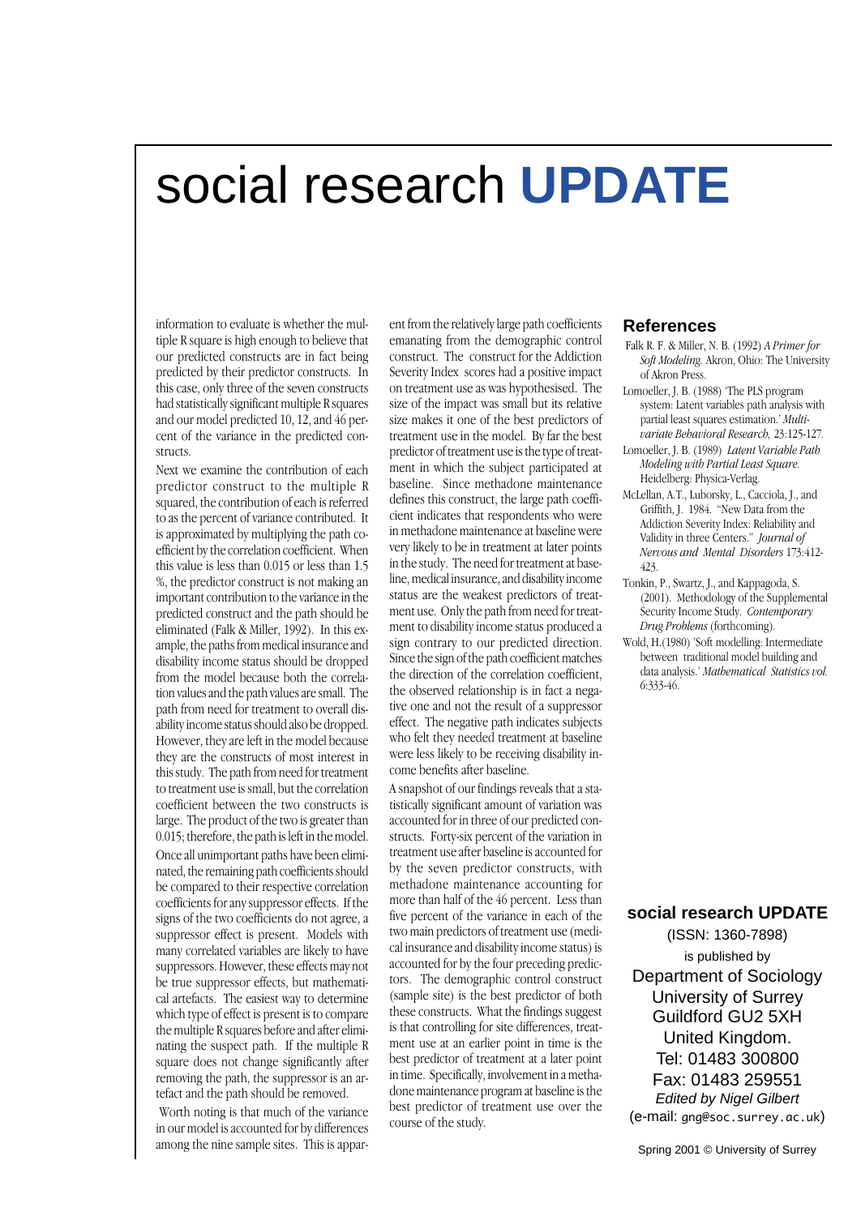# social research **UPDATE**

information to evaluate is whether the multiple R square is high enough to believe that our predicted constructs are in fact being predicted by their predictor constructs. In this case, only three of the seven constructs had statistically significant multiple R squares and our model predicted 10, 12, and 46 percent of the variance in the predicted constructs.

Next we examine the contribution of each predictor construct to the multiple R squared, the contribution of each is referred to as the percent of variance contributed. It is approximated by multiplying the path coefficient by the correlation coefficient. When this value is less than 0.015 or less than 1.5 %, the predictor construct is not making an important contribution to the variance in the predicted construct and the path should be eliminated (Falk & Miller, 1992). In this example, the paths from medical insurance and disability income status should be dropped from the model because both the correlation values and the path values are small. The path from need for treatment to overall disability income status should also be dropped. However, they are left in the model because they are the constructs of most interest in this study. The path from need for treatment to treatment use is small, but the correlation coefficient between the two constructs is large. The product of the two is greater than 0.015; therefore, the path is left in the model.

Once all unimportant paths have been eliminated, the remaining path coefficients should be compared to their respective correlation coefficients for any suppressor effects. If the signs of the two coefficients do not agree, a suppressor effect is present. Models with many correlated variables are likely to have suppressors. However, these effects may not be true suppressor effects, but mathematical artefacts. The easiest way to determine which type of effect is present is to compare the multiple R squares before and after eliminating the suspect path. If the multiple R square does not change significantly after removing the path, the suppressor is an artefact and the path should be removed.

Worth noting is that much of the variance in our model is accounted for by differences among the nine sample sites. This is apparent from the relatively large path coefficients emanating from the demographic control construct. The construct for the Addiction Severity Index scores had a positive impact on treatment use as was hypothesised. The size of the impact was small but its relative size makes it one of the best predictors of treatment use in the model. By far the best predictor of treatment use is the type of treatment in which the subject participated at baseline. Since methadone maintenance defines this construct, the large path coefficient indicates that respondents who were in methadone maintenance at baseline were very likely to be in treatment at later points in the study. The need for treatment at baseline, medical insurance, and disability income status are the weakest predictors of treatment use. Only the path from need for treatment to disability income status produced a sign contrary to our predicted direction. Since the sign of the path coefficient matches the direction of the correlation coefficient, the observed relationship is in fact a negative one and not the result of a suppressor effect. The negative path indicates subjects who felt they needed treatment at baseline were less likely to be receiving disability income benefits after baseline.

A snapshot of our findings reveals that a statistically significant amount of variation was accounted for in three of our predicted constructs. Forty-six percent of the variation in treatment use after baseline is accounted for by the seven predictor constructs, with methadone maintenance accounting for more than half of the 46 percent. Less than five percent of the variance in each of the two main predictors of treatment use (medical insurance and disability income status) is accounted for by the four preceding predictors. The demographic control construct (sample site) is the best predictor of both these constructs. What the findings suggest is that controlling for site differences, treatment use at an earlier point in time is the best predictor of treatment at a later point in time. Specifically, involvement in a methadone maintenance program at baseline is the best predictor of treatment use over the course of the study.

## References

Falk R. F. & Miller, N. B. (1992) *A Primer for Soft Modeling.* Akron, Ohio: The University of Akron Press.

Lomoeller, J. B. (1988) 'The PLS program system: Latent variables path analysis with partial least squares estimation.' *Multivariate Behavioral Research,* 23:125-127.

Lomoeller, J. B. (1989) *Latent Variable Path Modeling with Partial Least Square.* Heidelberg: Physica-Verlag.

McLellan, A.T., Luborsky, L., Cacciola, J., and Griffith, J. 1984. "New Data from the Addiction Severity Index: Reliability and Validity in three Centers." *Journal of Nervous and Mental Disorders* 173:412-423.

Tonkin, P., Swartz, J., and Kappagoda, S. (2001). Methodology of the Supplemental Security Income Study. *Contemporary Drug Problems* (forthcoming).

Wold, H.(1980) 'Soft modelling: Intermediate between traditional model building and data analysis.' *Mathematical Statistics vol.* 6:333-46.

**social research UPDATE**

(ISSN: 1360-7898)

is published by

Department of Sociology
University of Surrey
Guildford GU2 5XH
United Kingdom.
Tel: 01483 300800
Fax: 01483 259551

*Edited by Nigel Gilbert*

(e-mail: gng@soc.surrey.ac.uk)

Spring 2001 © University of Surrey